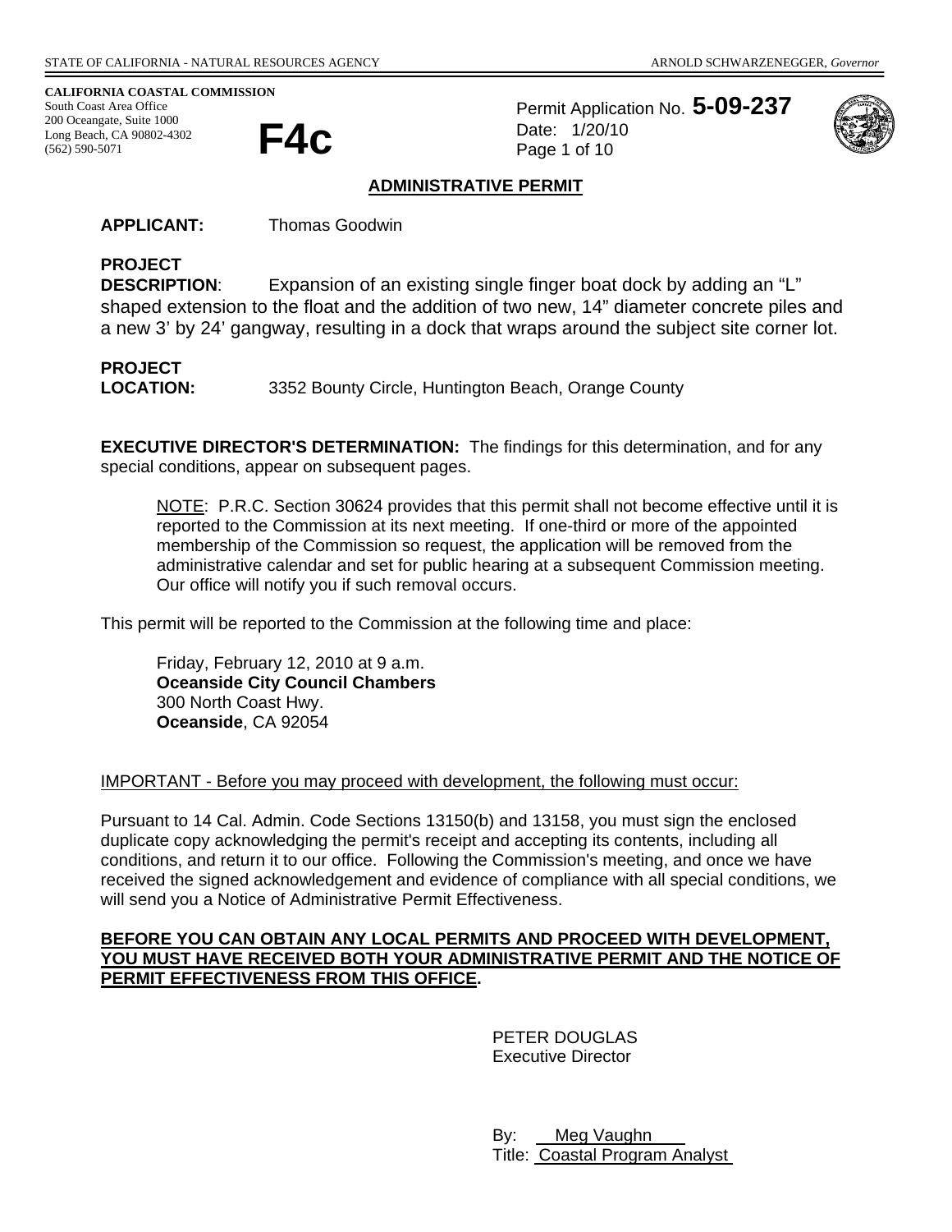STATE OF CALIFORNIA - NATURAL RESOURCES AGENCY ARNOLD SCHWARZENEGGER, *Governor*

**CALIFORNIA COASTAL COMMISSION**
South Coast Area Office
200 Oceangate, Suite 1000
Long Beach, CA 90802-4302
(562) 590-5071

# F4c

Permit Application No. **5-09-237**
Date: 1/20/10

## ADMINISTRATIVE PERMIT

**APPLICANT:** Thomas Goodwin

**PROJECT DESCRIPTION**: Expansion of an existing single finger boat dock by adding an "L" shaped extension to the float and the addition of two new, 14" diameter concrete piles and a new 3' by 24' gangway, resulting in a dock that wraps around the subject site corner lot.

**PROJECT LOCATION:** 3352 Bounty Circle, Huntington Beach, Orange County

**EXECUTIVE DIRECTOR'S DETERMINATION:** The findings for this determination, and for any special conditions, appear on subsequent pages.

> NOTE: P.R.C. Section 30624 provides that this permit shall not become effective until it is reported to the Commission at its next meeting. If one-third or more of the appointed membership of the Commission so request, the application will be removed from the administrative calendar and set for public hearing at a subsequent Commission meeting. Our office will notify you if such removal occurs.

This permit will be reported to the Commission at the following time and place:

> Friday, February 12, 2010 at 9 a.m.
> **Oceanside City Council Chambers**
> 300 North Coast Hwy.
> **Oceanside**, CA 92054

IMPORTANT - Before you may proceed with development, the following must occur:

Pursuant to 14 Cal. Admin. Code Sections 13150(b) and 13158, you must sign the enclosed duplicate copy acknowledging the permit's receipt and accepting its contents, including all conditions, and return it to our office. Following the Commission's meeting, and once we have received the signed acknowledgement and evidence of compliance with all special conditions, we will send you a Notice of Administrative Permit Effectiveness.

**BEFORE YOU CAN OBTAIN ANY LOCAL PERMITS AND PROCEED WITH DEVELOPMENT, YOU MUST HAVE RECEIVED BOTH YOUR ADMINISTRATIVE PERMIT AND THE NOTICE OF PERMIT EFFECTIVENESS FROM THIS OFFICE.**

PETER DOUGLAS
Executive Director

By: Meg Vaughn
Title: Coastal Program Analyst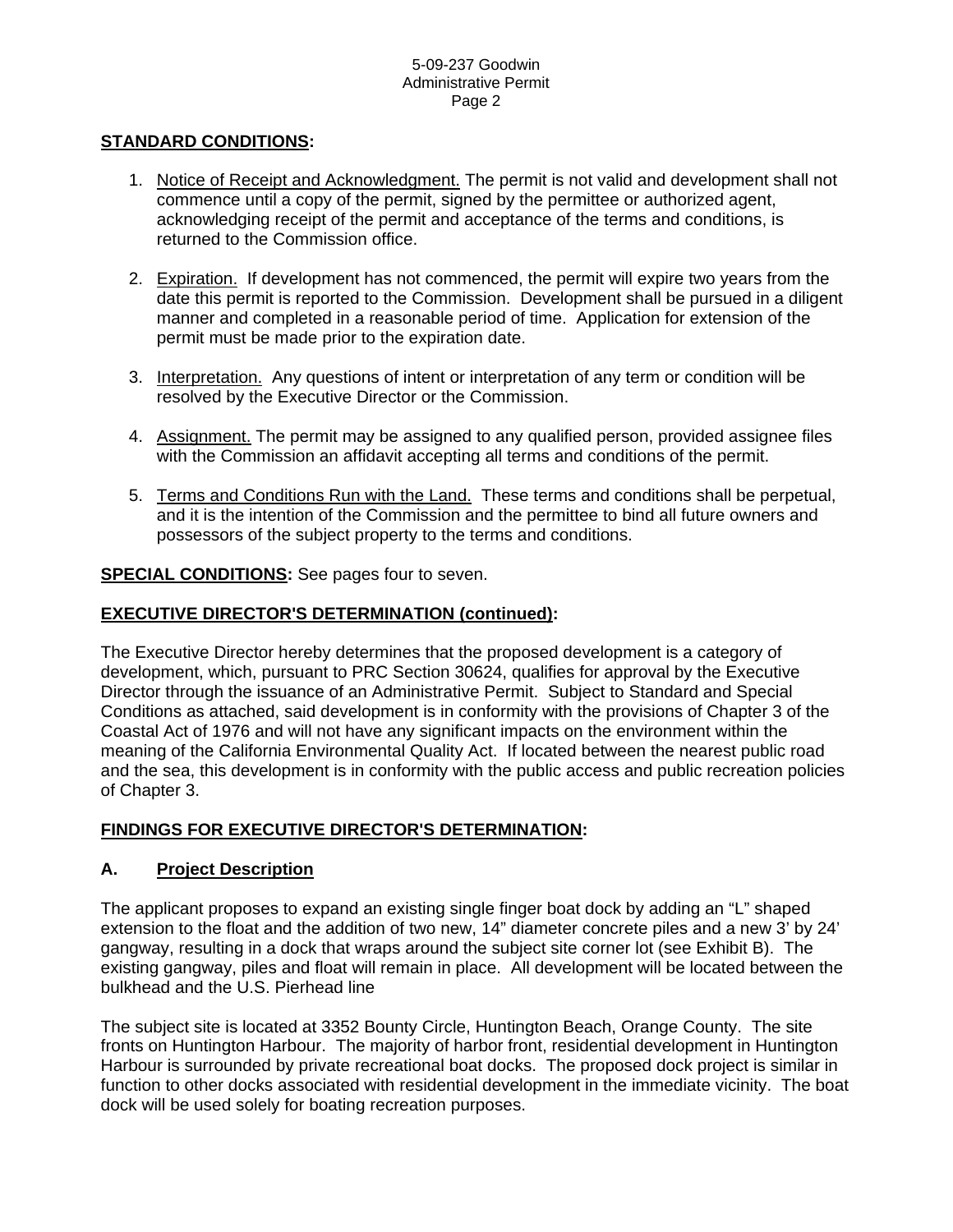**STANDARD CONDITIONS:**

1. Notice of Receipt and Acknowledgment. The permit is not valid and development shall not commence until a copy of the permit, signed by the permittee or authorized agent, acknowledging receipt of the permit and acceptance of the terms and conditions, is returned to the Commission office.

2. Expiration. If development has not commenced, the permit will expire two years from the date this permit is reported to the Commission. Development shall be pursued in a diligent manner and completed in a reasonable period of time. Application for extension of the permit must be made prior to the expiration date.

3. Interpretation. Any questions of intent or interpretation of any term or condition will be resolved by the Executive Director or the Commission.

4. Assignment. The permit may be assigned to any qualified person, provided assignee files with the Commission an affidavit accepting all terms and conditions of the permit.

5. Terms and Conditions Run with the Land. These terms and conditions shall be perpetual, and it is the intention of the Commission and the permittee to bind all future owners and possessors of the subject property to the terms and conditions.

**SPECIAL CONDITIONS:** See pages four to seven.

**EXECUTIVE DIRECTOR'S DETERMINATION (continued):**

The Executive Director hereby determines that the proposed development is a category of development, which, pursuant to PRC Section 30624, qualifies for approval by the Executive Director through the issuance of an Administrative Permit. Subject to Standard and Special Conditions as attached, said development is in conformity with the provisions of Chapter 3 of the Coastal Act of 1976 and will not have any significant impacts on the environment within the meaning of the California Environmental Quality Act. If located between the nearest public road and the sea, this development is in conformity with the public access and public recreation policies of Chapter 3.

**FINDINGS FOR EXECUTIVE DIRECTOR'S DETERMINATION:**

## A. Project Description

The applicant proposes to expand an existing single finger boat dock by adding an "L" shaped extension to the float and the addition of two new, 14" diameter concrete piles and a new 3' by 24' gangway, resulting in a dock that wraps around the subject site corner lot (see Exhibit B). The existing gangway, piles and float will remain in place. All development will be located between the bulkhead and the U.S. Pierhead line

The subject site is located at 3352 Bounty Circle, Huntington Beach, Orange County. The site fronts on Huntington Harbour. The majority of harbor front, residential development in Huntington Harbour is surrounded by private recreational boat docks. The proposed dock project is similar in function to other docks associated with residential development in the immediate vicinity. The boat dock will be used solely for boating recreation purposes.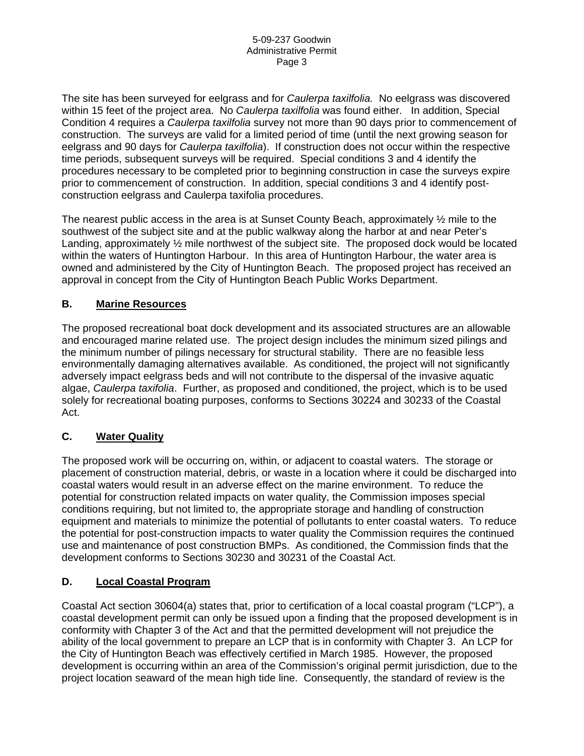The site has been surveyed for eelgrass and for *Caulerpa taxilfolia.* No eelgrass was discovered within 15 feet of the project area. No *Caulerpa taxilfolia* was found either. In addition, Special Condition 4 requires a *Caulerpa taxilfolia* survey not more than 90 days prior to commencement of construction. The surveys are valid for a limited period of time (until the next growing season for eelgrass and 90 days for *Caulerpa taxilfolia*). If construction does not occur within the respective time periods, subsequent surveys will be required. Special conditions 3 and 4 identify the procedures necessary to be completed prior to beginning construction in case the surveys expire prior to commencement of construction. In addition, special conditions 3 and 4 identify post-construction eelgrass and Caulerpa taxifolia procedures.

The nearest public access in the area is at Sunset County Beach, approximately ½ mile to the southwest of the subject site and at the public walkway along the harbor at and near Peter's Landing, approximately ½ mile northwest of the subject site. The proposed dock would be located within the waters of Huntington Harbour. In this area of Huntington Harbour, the water area is owned and administered by the City of Huntington Beach. The proposed project has received an approval in concept from the City of Huntington Beach Public Works Department.

## B. <u>Marine Resources</u>

The proposed recreational boat dock development and its associated structures are an allowable and encouraged marine related use. The project design includes the minimum sized pilings and the minimum number of pilings necessary for structural stability. There are no feasible less environmentally damaging alternatives available. As conditioned, the project will not significantly adversely impact eelgrass beds and will not contribute to the dispersal of the invasive aquatic algae, *Caulerpa taxifolia*. Further, as proposed and conditioned, the project, which is to be used solely for recreational boating purposes, conforms to Sections 30224 and 30233 of the Coastal Act.

## C. <u>Water Quality</u>

The proposed work will be occurring on, within, or adjacent to coastal waters. The storage or placement of construction material, debris, or waste in a location where it could be discharged into coastal waters would result in an adverse effect on the marine environment. To reduce the potential for construction related impacts on water quality, the Commission imposes special conditions requiring, but not limited to, the appropriate storage and handling of construction equipment and materials to minimize the potential of pollutants to enter coastal waters. To reduce the potential for post-construction impacts to water quality the Commission requires the continued use and maintenance of post construction BMPs. As conditioned, the Commission finds that the development conforms to Sections 30230 and 30231 of the Coastal Act.

## D. <u>Local Coastal Program</u>

Coastal Act section 30604(a) states that, prior to certification of a local coastal program ("LCP"), a coastal development permit can only be issued upon a finding that the proposed development is in conformity with Chapter 3 of the Act and that the permitted development will not prejudice the ability of the local government to prepare an LCP that is in conformity with Chapter 3. An LCP for the City of Huntington Beach was effectively certified in March 1985. However, the proposed development is occurring within an area of the Commission's original permit jurisdiction, due to the project location seaward of the mean high tide line. Consequently, the standard of review is the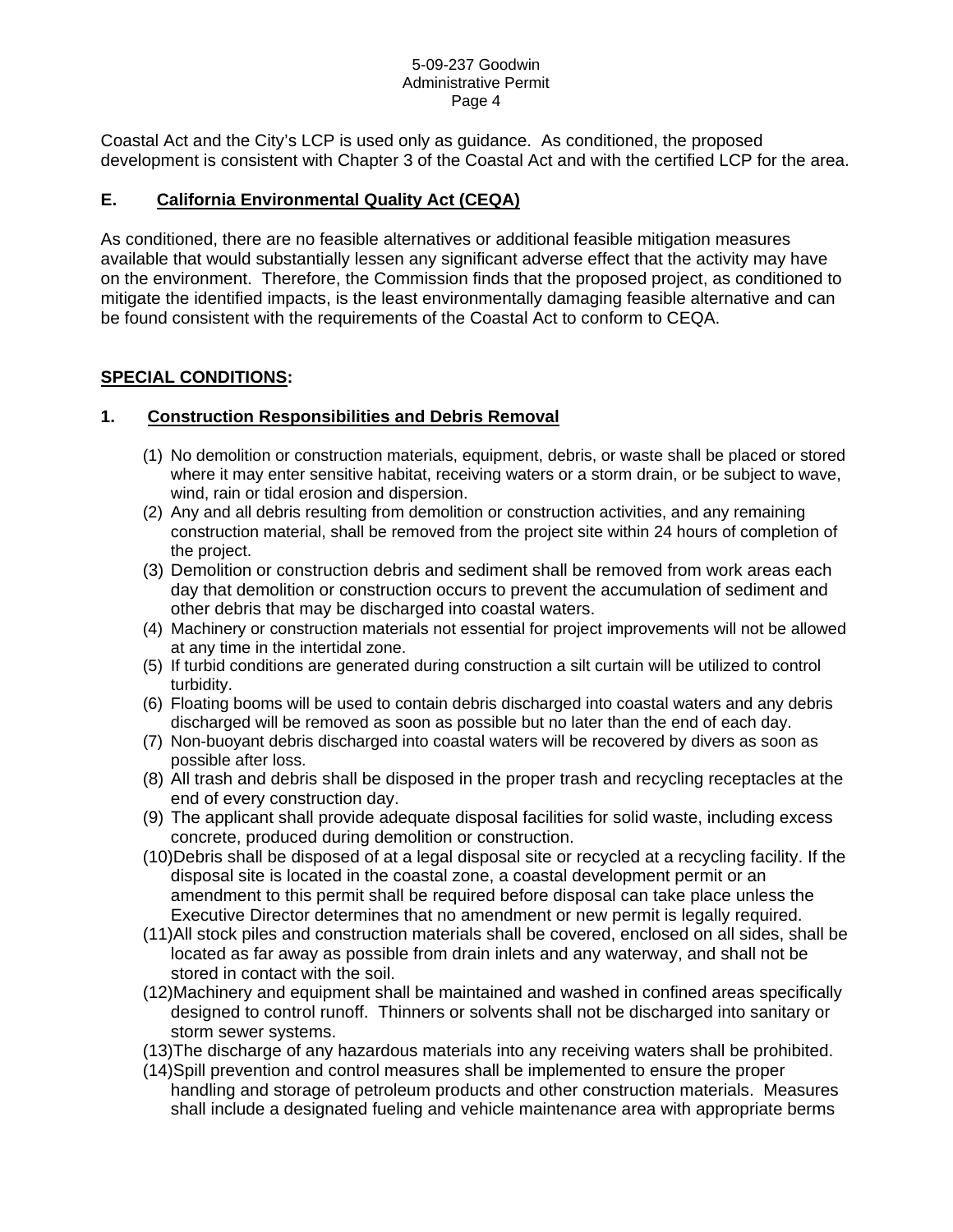Coastal Act and the City's LCP is used only as guidance. As conditioned, the proposed development is consistent with Chapter 3 of the Coastal Act and with the certified LCP for the area.

## E. California Environmental Quality Act (CEQA)

As conditioned, there are no feasible alternatives or additional feasible mitigation measures available that would substantially lessen any significant adverse effect that the activity may have on the environment. Therefore, the Commission finds that the proposed project, as conditioned to mitigate the identified impacts, is the least environmentally damaging feasible alternative and can be found consistent with the requirements of the Coastal Act to conform to CEQA.

## SPECIAL CONDITIONS:

### 1. Construction Responsibilities and Debris Removal

(1) No demolition or construction materials, equipment, debris, or waste shall be placed or stored where it may enter sensitive habitat, receiving waters or a storm drain, or be subject to wave, wind, rain or tidal erosion and dispersion.

(2) Any and all debris resulting from demolition or construction activities, and any remaining construction material, shall be removed from the project site within 24 hours of completion of the project.

(3) Demolition or construction debris and sediment shall be removed from work areas each day that demolition or construction occurs to prevent the accumulation of sediment and other debris that may be discharged into coastal waters.

(4) Machinery or construction materials not essential for project improvements will not be allowed at any time in the intertidal zone.

(5) If turbid conditions are generated during construction a silt curtain will be utilized to control turbidity.

(6) Floating booms will be used to contain debris discharged into coastal waters and any debris discharged will be removed as soon as possible but no later than the end of each day.

(7) Non-buoyant debris discharged into coastal waters will be recovered by divers as soon as possible after loss.

(8) All trash and debris shall be disposed in the proper trash and recycling receptacles at the end of every construction day.

(9) The applicant shall provide adequate disposal facilities for solid waste, including excess concrete, produced during demolition or construction.

(10) Debris shall be disposed of at a legal disposal site or recycled at a recycling facility. If the disposal site is located in the coastal zone, a coastal development permit or an amendment to this permit shall be required before disposal can take place unless the Executive Director determines that no amendment or new permit is legally required.

(11) All stock piles and construction materials shall be covered, enclosed on all sides, shall be located as far away as possible from drain inlets and any waterway, and shall not be stored in contact with the soil.

(12) Machinery and equipment shall be maintained and washed in confined areas specifically designed to control runoff. Thinners or solvents shall not be discharged into sanitary or storm sewer systems.

(13) The discharge of any hazardous materials into any receiving waters shall be prohibited.

(14) Spill prevention and control measures shall be implemented to ensure the proper handling and storage of petroleum products and other construction materials. Measures shall include a designated fueling and vehicle maintenance area with appropriate berms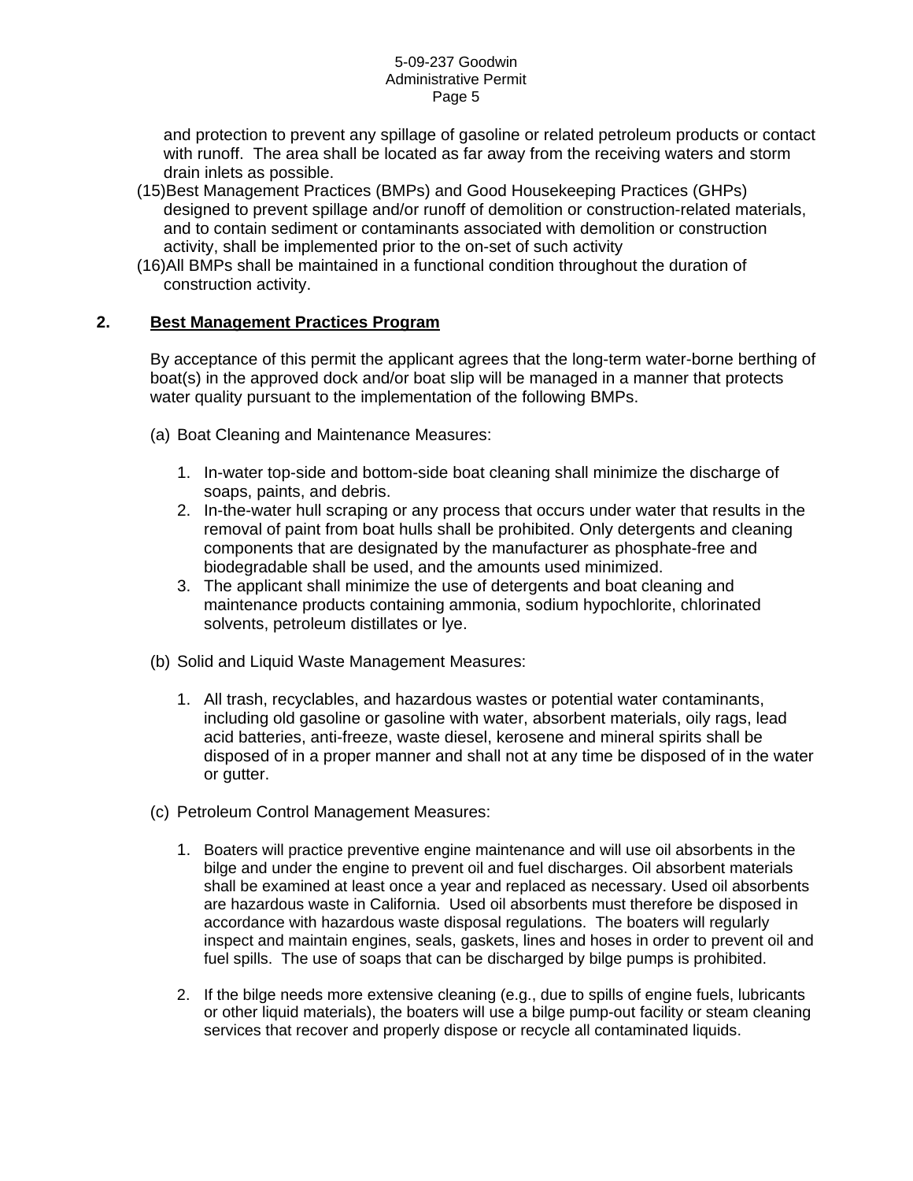and protection to prevent any spillage of gasoline or related petroleum products or contact with runoff. The area shall be located as far away from the receiving waters and storm drain inlets as possible.

(15) Best Management Practices (BMPs) and Good Housekeeping Practices (GHPs) designed to prevent spillage and/or runoff of demolition or construction-related materials, and to contain sediment or contaminants associated with demolition or construction activity, shall be implemented prior to the on-set of such activity

(16) All BMPs shall be maintained in a functional condition throughout the duration of construction activity.

## 2. Best Management Practices Program

By acceptance of this permit the applicant agrees that the long-term water-borne berthing of boat(s) in the approved dock and/or boat slip will be managed in a manner that protects water quality pursuant to the implementation of the following BMPs.

(a) Boat Cleaning and Maintenance Measures:

1. In-water top-side and bottom-side boat cleaning shall minimize the discharge of soaps, paints, and debris.
2. In-the-water hull scraping or any process that occurs under water that results in the removal of paint from boat hulls shall be prohibited. Only detergents and cleaning components that are designated by the manufacturer as phosphate-free and biodegradable shall be used, and the amounts used minimized.
3. The applicant shall minimize the use of detergents and boat cleaning and maintenance products containing ammonia, sodium hypochlorite, chlorinated solvents, petroleum distillates or lye.

(b) Solid and Liquid Waste Management Measures:

1. All trash, recyclables, and hazardous wastes or potential water contaminants, including old gasoline or gasoline with water, absorbent materials, oily rags, lead acid batteries, anti-freeze, waste diesel, kerosene and mineral spirits shall be disposed of in a proper manner and shall not at any time be disposed of in the water or gutter.

(c) Petroleum Control Management Measures:

1. Boaters will practice preventive engine maintenance and will use oil absorbents in the bilge and under the engine to prevent oil and fuel discharges. Oil absorbent materials shall be examined at least once a year and replaced as necessary. Used oil absorbents are hazardous waste in California. Used oil absorbents must therefore be disposed in accordance with hazardous waste disposal regulations. The boaters will regularly inspect and maintain engines, seals, gaskets, lines and hoses in order to prevent oil and fuel spills. The use of soaps that can be discharged by bilge pumps is prohibited.

2. If the bilge needs more extensive cleaning (e.g., due to spills of engine fuels, lubricants or other liquid materials), the boaters will use a bilge pump-out facility or steam cleaning services that recover and properly dispose or recycle all contaminated liquids.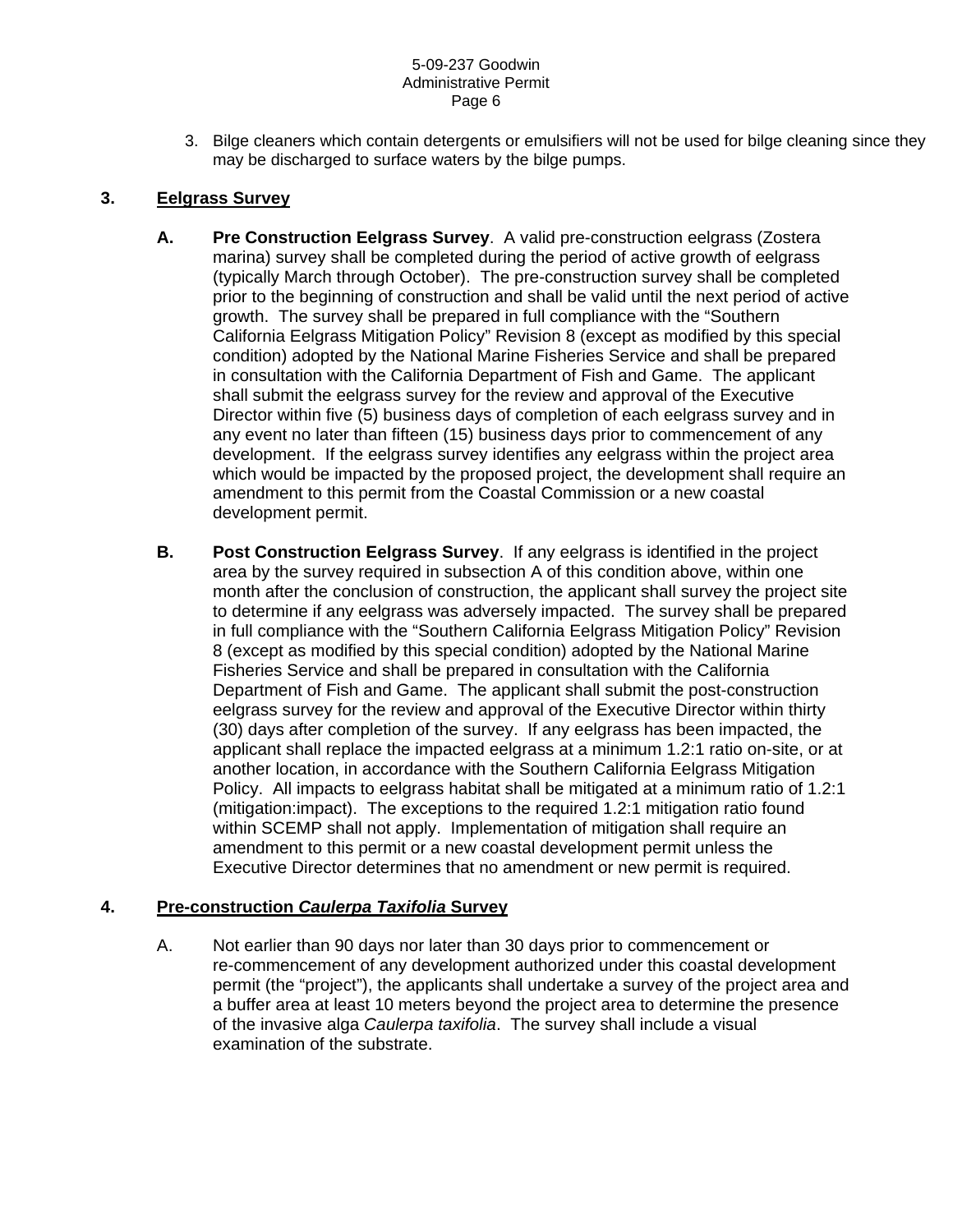3. Bilge cleaners which contain detergents or emulsifiers will not be used for bilge cleaning since they may be discharged to surface waters by the bilge pumps.

## 3. <u>Eelgrass Survey</u>

**A. Pre Construction Eelgrass Survey**. A valid pre-construction eelgrass (Zostera marina) survey shall be completed during the period of active growth of eelgrass (typically March through October). The pre-construction survey shall be completed prior to the beginning of construction and shall be valid until the next period of active growth. The survey shall be prepared in full compliance with the "Southern California Eelgrass Mitigation Policy" Revision 8 (except as modified by this special condition) adopted by the National Marine Fisheries Service and shall be prepared in consultation with the California Department of Fish and Game. The applicant shall submit the eelgrass survey for the review and approval of the Executive Director within five (5) business days of completion of each eelgrass survey and in any event no later than fifteen (15) business days prior to commencement of any development. If the eelgrass survey identifies any eelgrass within the project area which would be impacted by the proposed project, the development shall require an amendment to this permit from the Coastal Commission or a new coastal development permit.

**B. Post Construction Eelgrass Survey**. If any eelgrass is identified in the project area by the survey required in subsection A of this condition above, within one month after the conclusion of construction, the applicant shall survey the project site to determine if any eelgrass was adversely impacted. The survey shall be prepared in full compliance with the "Southern California Eelgrass Mitigation Policy" Revision 8 (except as modified by this special condition) adopted by the National Marine Fisheries Service and shall be prepared in consultation with the California Department of Fish and Game. The applicant shall submit the post-construction eelgrass survey for the review and approval of the Executive Director within thirty (30) days after completion of the survey. If any eelgrass has been impacted, the applicant shall replace the impacted eelgrass at a minimum 1.2:1 ratio on-site, or at another location, in accordance with the Southern California Eelgrass Mitigation Policy. All impacts to eelgrass habitat shall be mitigated at a minimum ratio of 1.2:1 (mitigation:impact). The exceptions to the required 1.2:1 mitigation ratio found within SCEMP shall not apply. Implementation of mitigation shall require an amendment to this permit or a new coastal development permit unless the Executive Director determines that no amendment or new permit is required.

## 4. <u>Pre-construction *Caulerpa Taxifolia* Survey</u>

A. Not earlier than 90 days nor later than 30 days prior to commencement or re-commencement of any development authorized under this coastal development permit (the "project"), the applicants shall undertake a survey of the project area and a buffer area at least 10 meters beyond the project area to determine the presence of the invasive alga *Caulerpa taxifolia*. The survey shall include a visual examination of the substrate.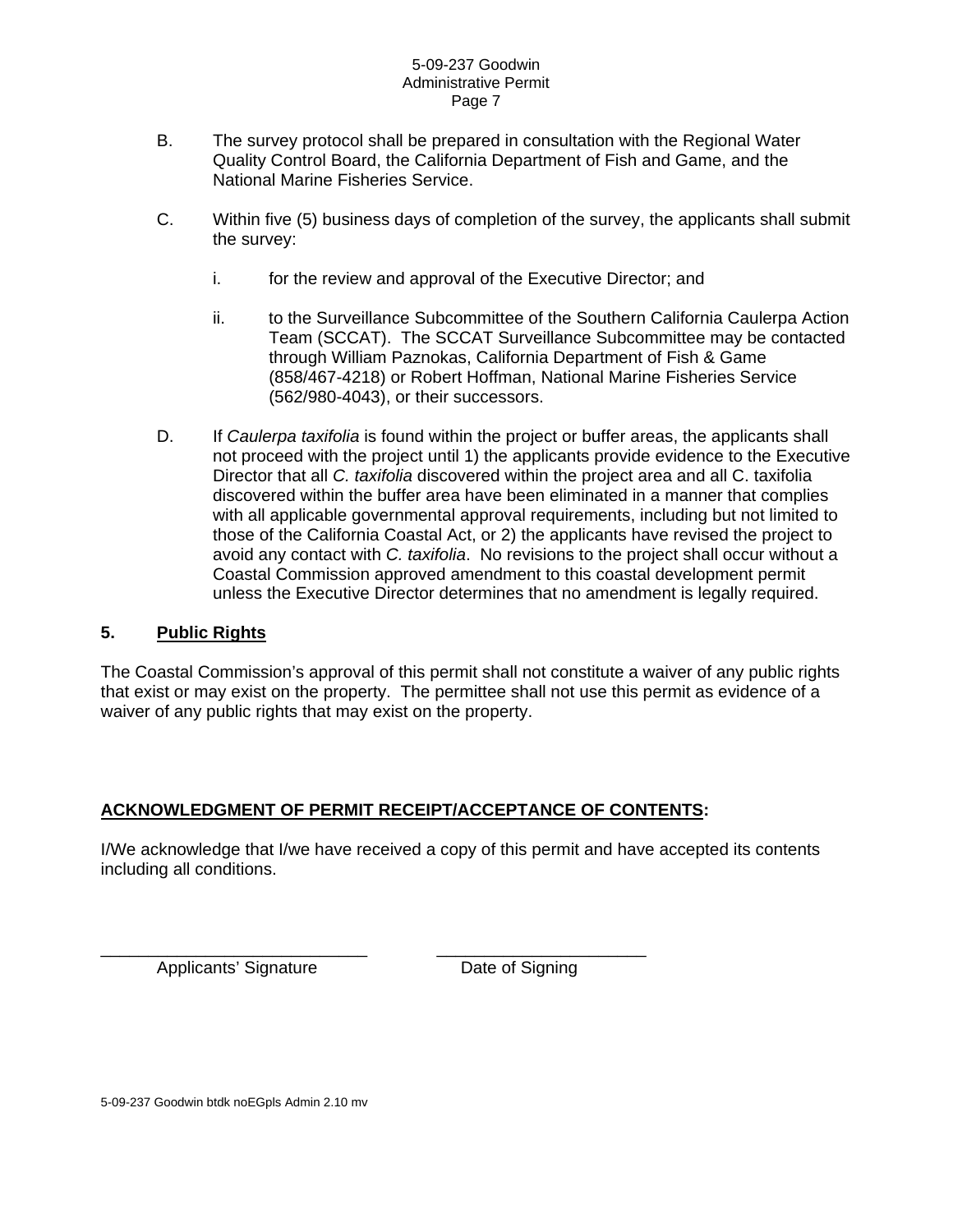B. The survey protocol shall be prepared in consultation with the Regional Water Quality Control Board, the California Department of Fish and Game, and the National Marine Fisheries Service.

C. Within five (5) business days of completion of the survey, the applicants shall submit the survey:

   i. for the review and approval of the Executive Director; and

   ii. to the Surveillance Subcommittee of the Southern California Caulerpa Action Team (SCCAT). The SCCAT Surveillance Subcommittee may be contacted through William Paznokas, California Department of Fish & Game (858/467-4218) or Robert Hoffman, National Marine Fisheries Service (562/980-4043), or their successors.

D. If *Caulerpa taxifolia* is found within the project or buffer areas, the applicants shall not proceed with the project until 1) the applicants provide evidence to the Executive Director that all *C. taxifolia* discovered within the project area and all C. taxifolia discovered within the buffer area have been eliminated in a manner that complies with all applicable governmental approval requirements, including but not limited to those of the California Coastal Act, or 2) the applicants have revised the project to avoid any contact with *C. taxifolia*. No revisions to the project shall occur without a Coastal Commission approved amendment to this coastal development permit unless the Executive Director determines that no amendment is legally required.

**5. Public Rights**

The Coastal Commission's approval of this permit shall not constitute a waiver of any public rights that exist or may exist on the property. The permittee shall not use this permit as evidence of a waiver of any public rights that may exist on the property.

**ACKNOWLEDGMENT OF PERMIT RECEIPT/ACCEPTANCE OF CONTENTS:**

I/We acknowledge that I/we have received a copy of this permit and have accepted its contents including all conditions.

_____________________________          _______________________
Applicants' Signature                              Date of Signing

5-09-237 Goodwin btdk noEGpls Admin 2.10 mv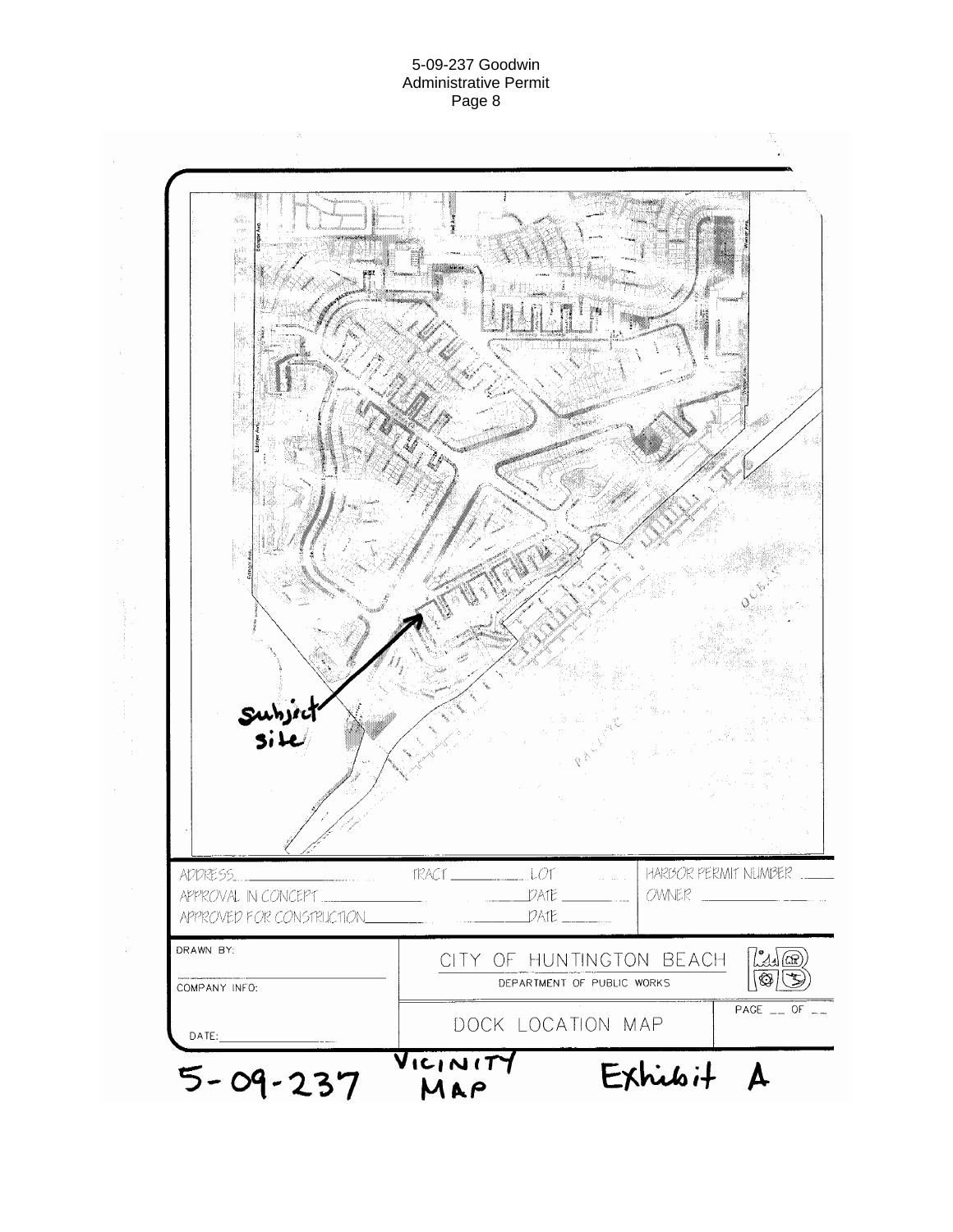Subject site

OCEAN

PACIFIC

ADDRESS \_\_\_\_\_\_\_\_\_\_ TRACT \_\_\_\_\_\_\_\_\_\_ LOT \_\_\_\_\_\_\_\_\_\_ HARBOR PERMIT NUMBER \_\_\_\_\_\_\_\_\_\_

APPROVAL IN CONCEPT \_\_\_\_\_\_\_\_\_\_ DATE \_\_\_\_\_\_\_\_\_\_ OWNER \_\_\_\_\_\_\_\_\_\_

APPROVED FOR CONSTRUCTION \_\_\_\_\_\_\_\_\_\_ DATE \_\_\_\_\_\_\_\_\_\_

DRAWN BY:

COMPANY INFO:

DATE:

CITY OF HUNTINGTON BEACH

DEPARTMENT OF PUBLIC WORKS

DOCK LOCATION MAP

PAGE \_\_ OF \_\_

5-09-237 VICINITY MAP Exhibit A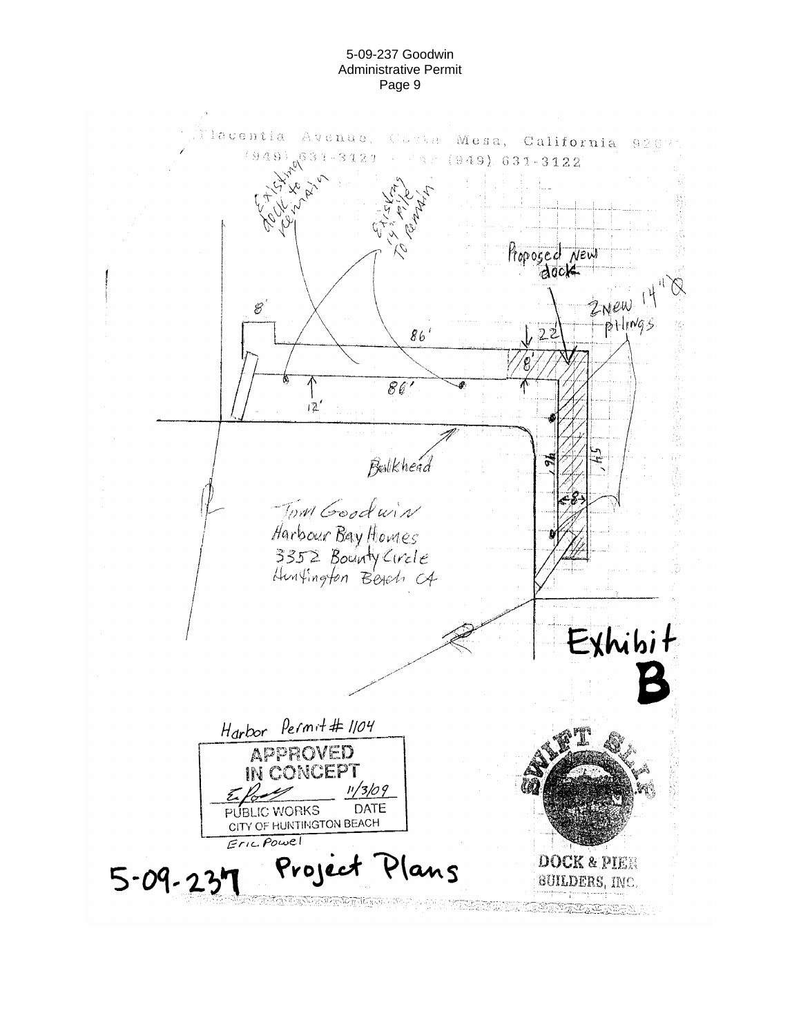Placentia Avenue, Costa Mesa, California 92627
(949) 631-3121 · Fax (949) 631-3122

Existing dock to remain

Existing 14" pile to remain

Proposed New dock

2 New 14" Ø pilings

8'

86'

22'

8'

86'

12'

Bulkhead

46'

54'

8

Tom Goodwin
Harbour Bay Homes
3352 Bounty Circle
Huntington Beach CA

Exhibit B

Harbor Permit # 1104

APPROVED IN CONCEPT

11/3/09

PUBLIC WORKS DATE
CITY OF HUNTINGTON BEACH

Eric Powel

5-09-237 Project Plans

SWIFT SLIP

DOCK & PIER BUILDERS, INC.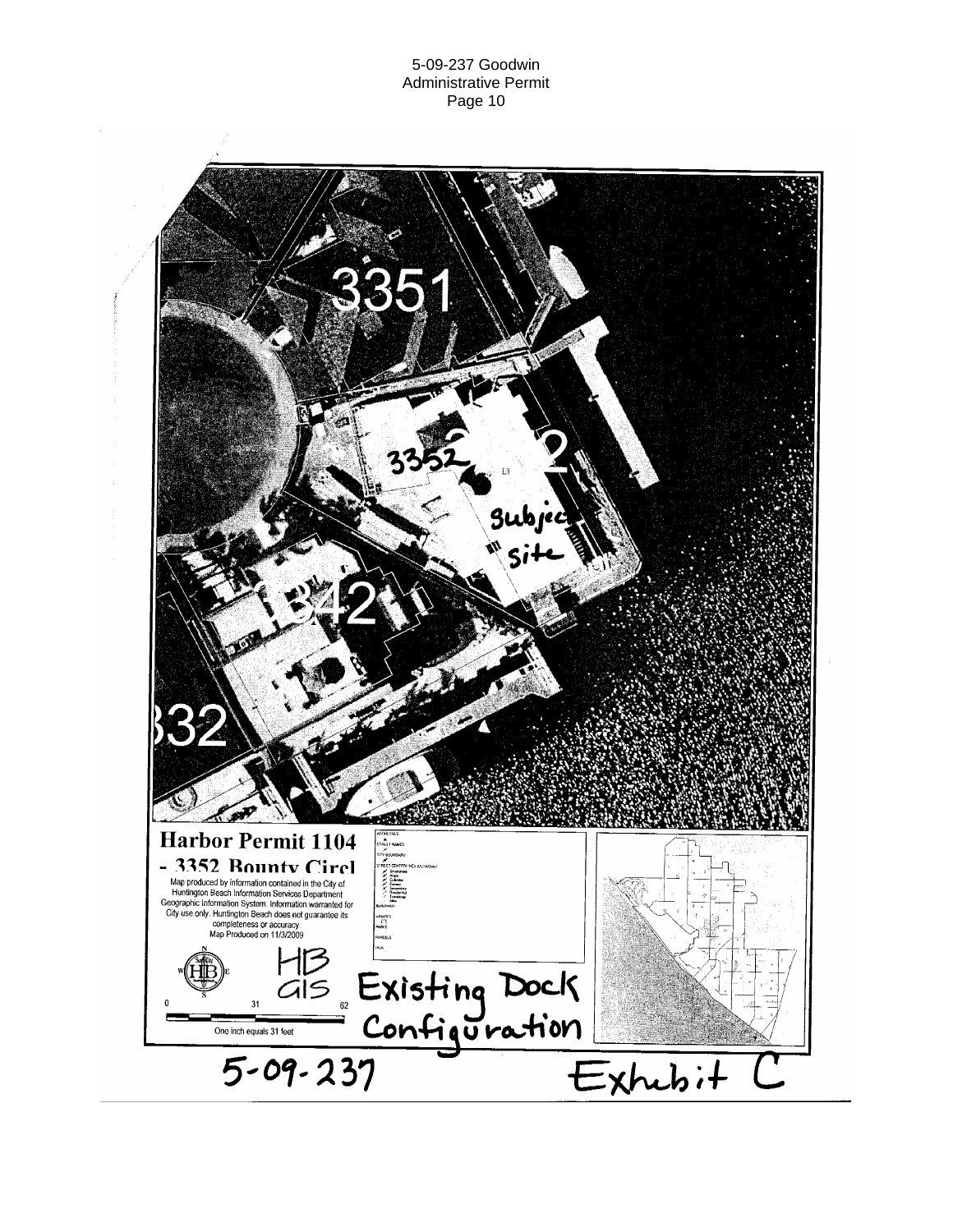3351

3352

2

Subject Site

342

332

**Harbor Permit 1104 - 3352 Bounty Circl**

Map produced by information contained in the City of Huntington Beach Information Services Department Geographic Information System. Information warranted for City use only. Huntington Beach does not guarantee its completeness or accuracy. Map Produced on 11/3/2009

HB GIS

0 31 62

One inch equals 31 feet

Existing Dock Configuration

5-09-237

Exhibit C